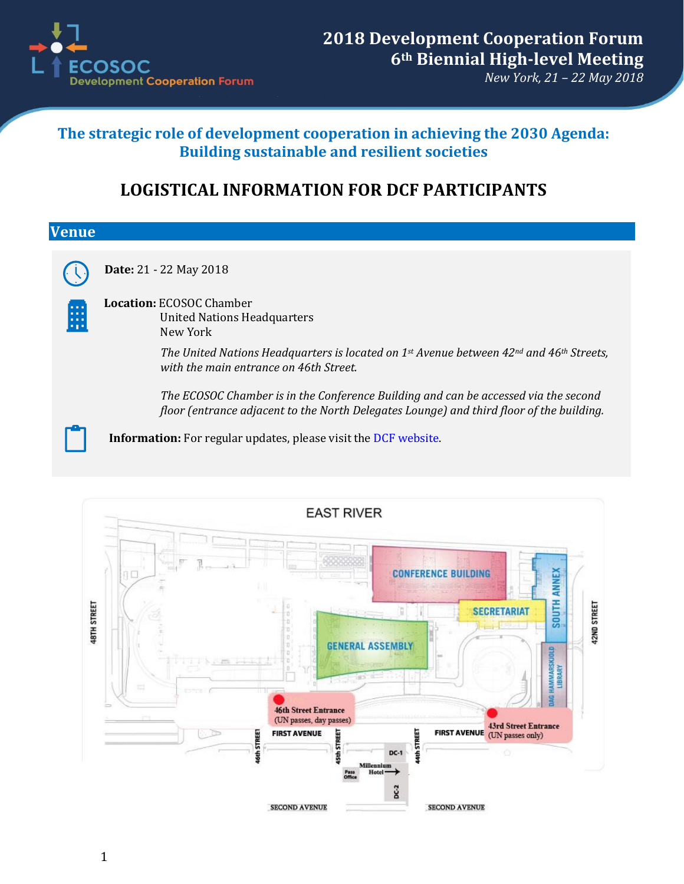# 2018 Development Cooperation Forum
## 6th Biennial High-level Meeting

*New York, 21 – 22 May 2018*

## The strategic role of development cooperation in achieving the 2030 Agenda: Building sustainable and resilient societies

# LOGISTICAL INFORMATION FOR DCF PARTICIPANTS

## Venue

**Date:** 21 - 22 May 2018

**Location:** ECOSOC Chamber
United Nations Headquarters
New York

*The United Nations Headquarters is located on 1st Avenue between 42nd and 46th Streets, with the main entrance on 46th Street.*

*The ECOSOC Chamber is in the Conference Building and can be accessed via the second floor (entrance adjacent to the North Delegates Lounge) and third floor of the building.*

**Information:** For regular updates, please visit the DCF website.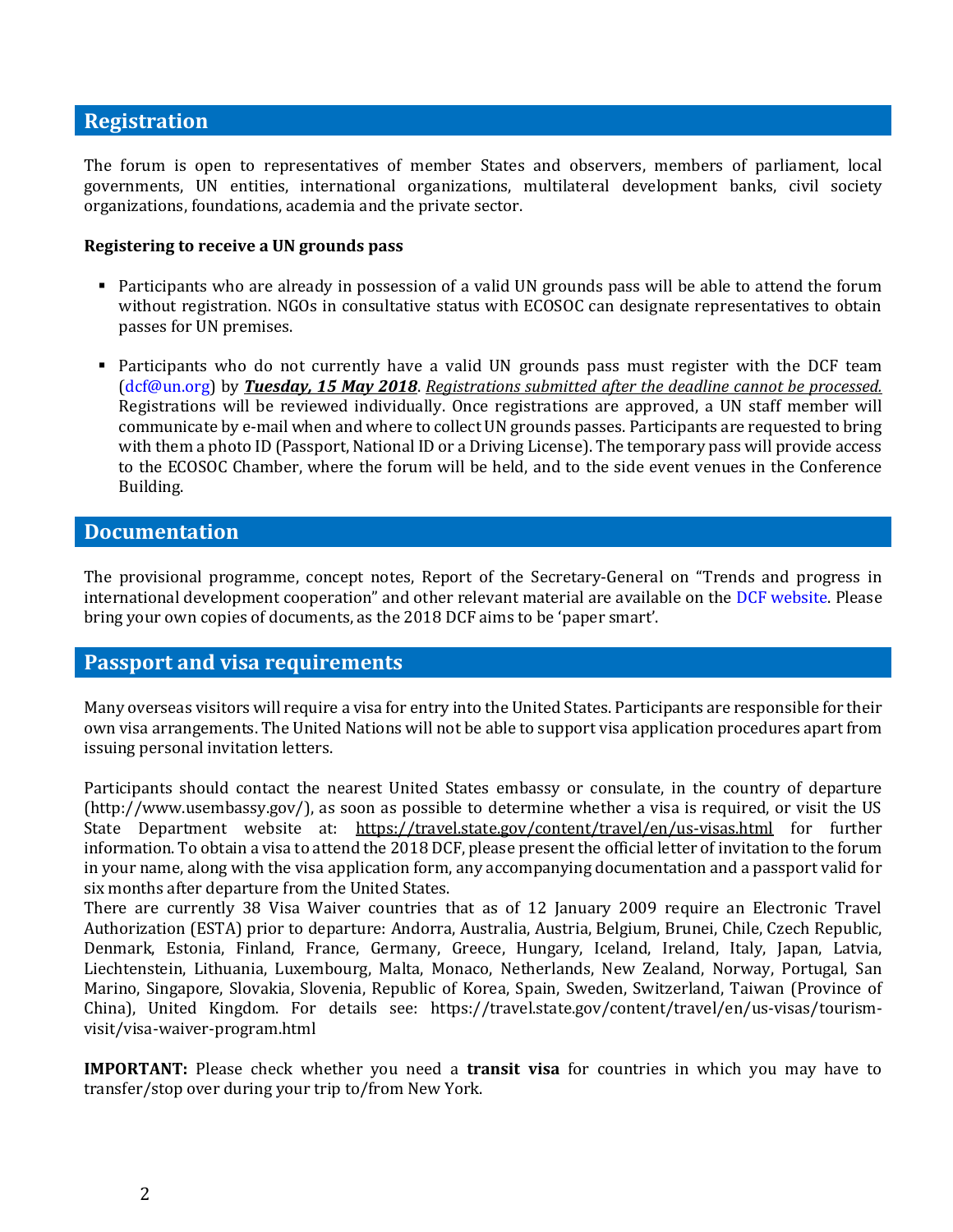## Registration

The forum is open to representatives of member States and observers, members of parliament, local governments, UN entities, international organizations, multilateral development banks, civil society organizations, foundations, academia and the private sector.

**Registering to receive a UN grounds pass**

- Participants who are already in possession of a valid UN grounds pass will be able to attend the forum without registration. NGOs in consultative status with ECOSOC can designate representatives to obtain passes for UN premises.

- Participants who do not currently have a valid UN grounds pass must register with the DCF team (dcf@un.org) by ***Tuesday, 15 May 2018***. *Registrations submitted after the deadline cannot be processed.* Registrations will be reviewed individually. Once registrations are approved, a UN staff member will communicate by e-mail when and where to collect UN grounds passes. Participants are requested to bring with them a photo ID (Passport, National ID or a Driving License). The temporary pass will provide access to the ECOSOC Chamber, where the forum will be held, and to the side event venues in the Conference Building.

## Documentation

The provisional programme, concept notes, Report of the Secretary-General on "Trends and progress in international development cooperation" and other relevant material are available on the DCF website. Please bring your own copies of documents, as the 2018 DCF aims to be 'paper smart'.

## Passport and visa requirements

Many overseas visitors will require a visa for entry into the United States. Participants are responsible for their own visa arrangements. The United Nations will not be able to support visa application procedures apart from issuing personal invitation letters.

Participants should contact the nearest United States embassy or consulate, in the country of departure (http://www.usembassy.gov/), as soon as possible to determine whether a visa is required, or visit the US State Department website at: https://travel.state.gov/content/travel/en/us-visas.html for further information. To obtain a visa to attend the 2018 DCF, please present the official letter of invitation to the forum in your name, along with the visa application form, any accompanying documentation and a passport valid for six months after departure from the United States.
There are currently 38 Visa Waiver countries that as of 12 January 2009 require an Electronic Travel Authorization (ESTA) prior to departure: Andorra, Australia, Austria, Belgium, Brunei, Chile, Czech Republic, Denmark, Estonia, Finland, France, Germany, Greece, Hungary, Iceland, Ireland, Italy, Japan, Latvia, Liechtenstein, Lithuania, Luxembourg, Malta, Monaco, Netherlands, New Zealand, Norway, Portugal, San Marino, Singapore, Slovakia, Slovenia, Republic of Korea, Spain, Sweden, Switzerland, Taiwan (Province of China), United Kingdom. For details see: https://travel.state.gov/content/travel/en/us-visas/tourism-visit/visa-waiver-program.html

**IMPORTANT:** Please check whether you need a **transit visa** for countries in which you may have to transfer/stop over during your trip to/from New York.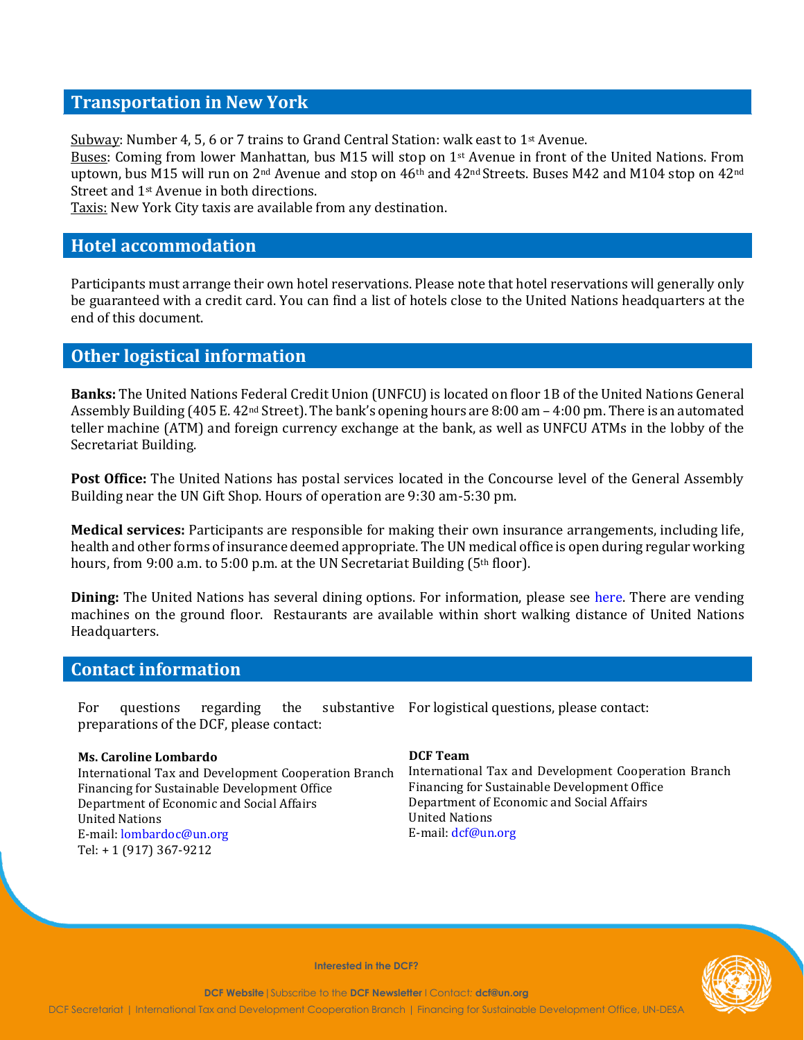## Transportation in New York

Subway: Number 4, 5, 6 or 7 trains to Grand Central Station: walk east to 1st Avenue.
Buses: Coming from lower Manhattan, bus M15 will stop on 1st Avenue in front of the United Nations. From uptown, bus M15 will run on 2nd Avenue and stop on 46th and 42nd Streets. Buses M42 and M104 stop on 42nd Street and 1st Avenue in both directions.
Taxis: New York City taxis are available from any destination.

## Hotel accommodation

Participants must arrange their own hotel reservations. Please note that hotel reservations will generally only be guaranteed with a credit card. You can find a list of hotels close to the United Nations headquarters at the end of this document.

## Other logistical information

**Banks:** The United Nations Federal Credit Union (UNFCU) is located on floor 1B of the United Nations General Assembly Building (405 E. 42nd Street). The bank's opening hours are 8:00 am – 4:00 pm. There is an automated teller machine (ATM) and foreign currency exchange at the bank, as well as UNFCU ATMs in the lobby of the Secretariat Building.

**Post Office:** The United Nations has postal services located in the Concourse level of the General Assembly Building near the UN Gift Shop. Hours of operation are 9:30 am-5:30 pm.

**Medical services:** Participants are responsible for making their own insurance arrangements, including life, health and other forms of insurance deemed appropriate. The UN medical office is open during regular working hours, from 9:00 a.m. to 5:00 p.m. at the UN Secretariat Building (5th floor).

**Dining:** The United Nations has several dining options. For information, please see here. There are vending machines on the ground floor. Restaurants are available within short walking distance of United Nations Headquarters.

## Contact information

For questions regarding the substantive preparations of the DCF, please contact:

**Ms. Caroline Lombardo**
International Tax and Development Cooperation Branch
Financing for Sustainable Development Office
Department of Economic and Social Affairs
United Nations
E-mail: lombardoc@un.org
Tel: + 1 (917) 367-9212

For logistical questions, please contact:

**DCF Team**
International Tax and Development Cooperation Branch
Financing for Sustainable Development Office
Department of Economic and Social Affairs
United Nations
E-mail: dcf@un.org

Interested in the DCF?

**DCF Website** | Subscribe to the **DCF Newsletter** | Contact: **dcf@un.org**

DCF Secretariat | International Tax and Development Cooperation Branch | Financing for Sustainable Development Office, UN-DESA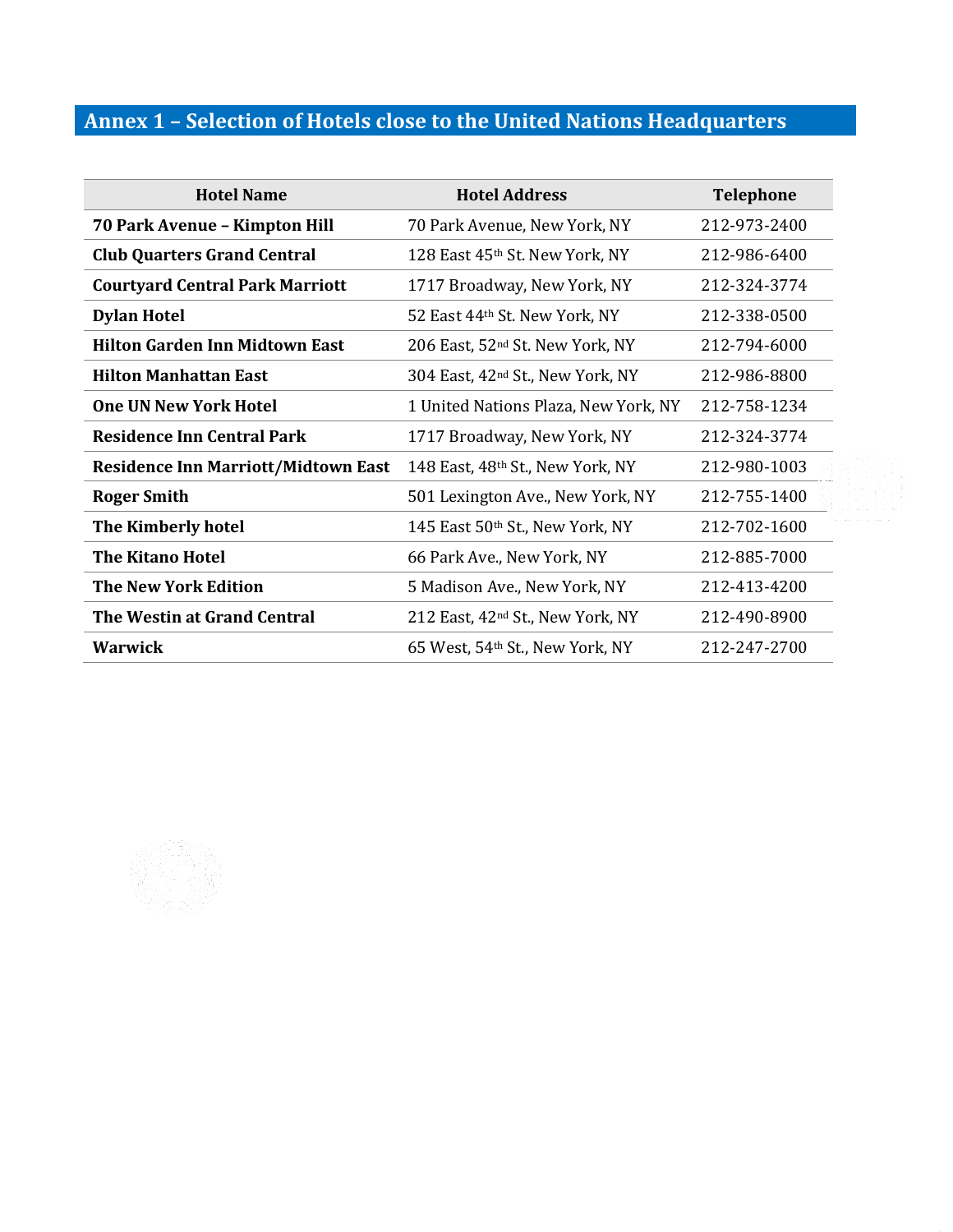## Annex 1 – Selection of Hotels close to the United Nations Headquarters

| Hotel Name | Hotel Address | Telephone |
|---|---|---|
| **70 Park Avenue – Kimpton Hill** | 70 Park Avenue, New York, NY | 212-973-2400 |
| **Club Quarters Grand Central** | 128 East 45th St. New York, NY | 212-986-6400 |
| **Courtyard Central Park Marriott** | 1717 Broadway, New York, NY | 212-324-3774 |
| **Dylan Hotel** | 52 East 44th St. New York, NY | 212-338-0500 |
| **Hilton Garden Inn Midtown East** | 206 East, 52nd St. New York, NY | 212-794-6000 |
| **Hilton Manhattan East** | 304 East, 42nd St., New York, NY | 212-986-8800 |
| **One UN New York Hotel** | 1 United Nations Plaza, New York, NY | 212-758-1234 |
| **Residence Inn Central Park** | 1717 Broadway, New York, NY | 212-324-3774 |
| **Residence Inn Marriott/Midtown East** | 148 East, 48th St., New York, NY | 212-980-1003 |
| **Roger Smith** | 501 Lexington Ave., New York, NY | 212-755-1400 |
| **The Kimberly hotel** | 145 East 50th St., New York, NY | 212-702-1600 |
| **The Kitano Hotel** | 66 Park Ave., New York, NY | 212-885-7000 |
| **The New York Edition** | 5 Madison Ave., New York, NY | 212-413-4200 |
| **The Westin at Grand Central** | 212 East, 42nd St., New York, NY | 212-490-8900 |
| **Warwick** | 65 West, 54th St., New York, NY | 212-247-2700 |